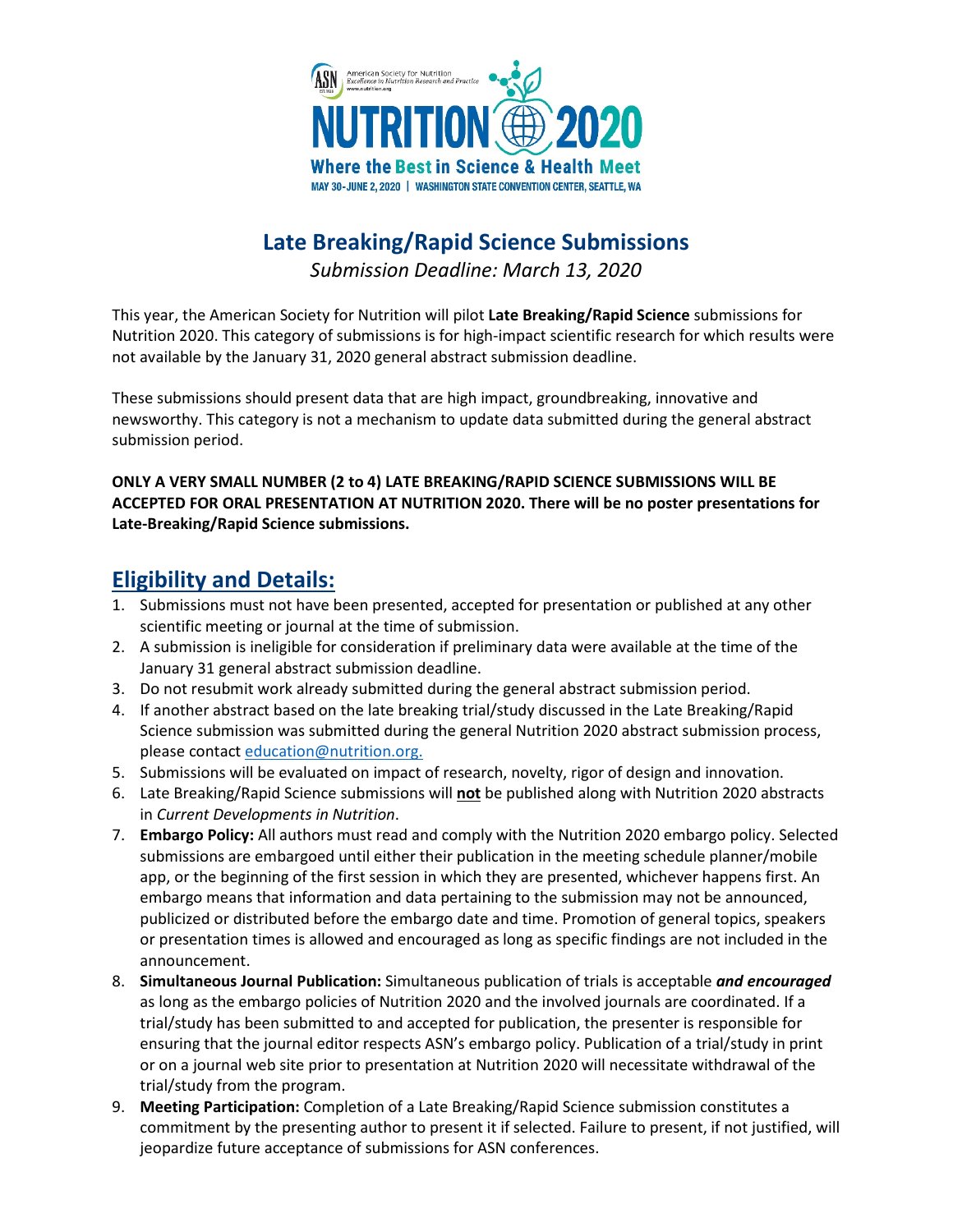# Late Breaking/Rapid Science Submissions

*Submission Deadline: March 13, 2020*

This year, the American Society for Nutrition will pilot **Late Breaking/Rapid Science** submissions for Nutrition 2020. This category of submissions is for high-impact scientific research for which results were not available by the January 31, 2020 general abstract submission deadline.

These submissions should present data that are high impact, groundbreaking, innovative and newsworthy. This category is not a mechanism to update data submitted during the general abstract submission period.

**ONLY A VERY SMALL NUMBER (2 to 4) LATE BREAKING/RAPID SCIENCE SUBMISSIONS WILL BE ACCEPTED FOR ORAL PRESENTATION AT NUTRITION 2020. There will be no poster presentations for Late-Breaking/Rapid Science submissions.**

## Eligibility and Details:

1. Submissions must not have been presented, accepted for presentation or published at any other scientific meeting or journal at the time of submission.
2. A submission is ineligible for consideration if preliminary data were available at the time of the January 31 general abstract submission deadline.
3. Do not resubmit work already submitted during the general abstract submission period.
4. If another abstract based on the late breaking trial/study discussed in the Late Breaking/Rapid Science submission was submitted during the general Nutrition 2020 abstract submission process, please contact education@nutrition.org.
5. Submissions will be evaluated on impact of research, novelty, rigor of design and innovation.
6. Late Breaking/Rapid Science submissions will **not** be published along with Nutrition 2020 abstracts in *Current Developments in Nutrition*.
7. **Embargo Policy:** All authors must read and comply with the Nutrition 2020 embargo policy. Selected submissions are embargoed until either their publication in the meeting schedule planner/mobile app, or the beginning of the first session in which they are presented, whichever happens first. An embargo means that information and data pertaining to the submission may not be announced, publicized or distributed before the embargo date and time. Promotion of general topics, speakers or presentation times is allowed and encouraged as long as specific findings are not included in the announcement.
8. **Simultaneous Journal Publication:** Simultaneous publication of trials is acceptable ***and encouraged*** as long as the embargo policies of Nutrition 2020 and the involved journals are coordinated. If a trial/study has been submitted to and accepted for publication, the presenter is responsible for ensuring that the journal editor respects ASN's embargo policy. Publication of a trial/study in print or on a journal web site prior to presentation at Nutrition 2020 will necessitate withdrawal of the trial/study from the program.
9. **Meeting Participation:** Completion of a Late Breaking/Rapid Science submission constitutes a commitment by the presenting author to present it if selected. Failure to present, if not justified, will jeopardize future acceptance of submissions for ASN conferences.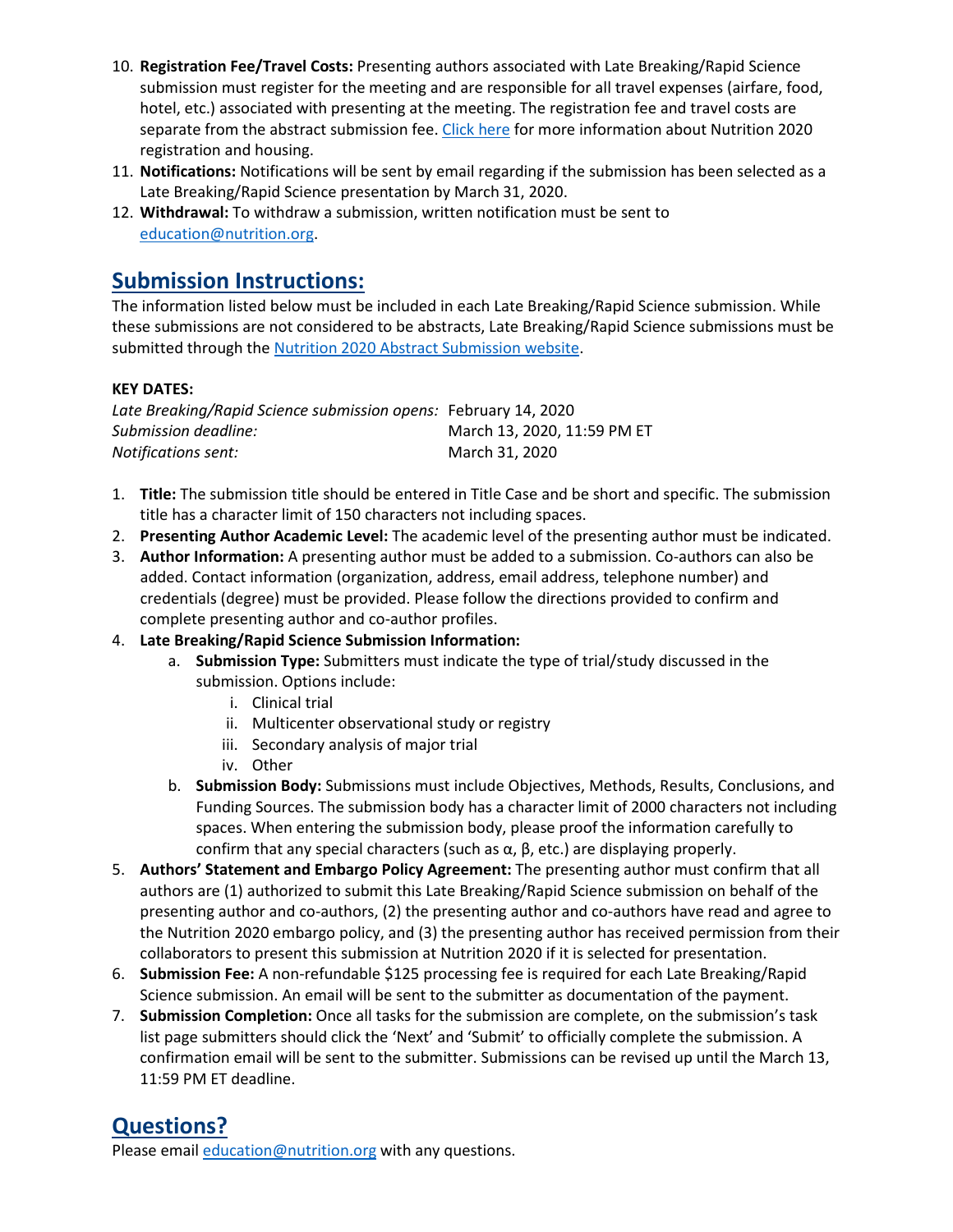10. **Registration Fee/Travel Costs:** Presenting authors associated with Late Breaking/Rapid Science submission must register for the meeting and are responsible for all travel expenses (airfare, food, hotel, etc.) associated with presenting at the meeting. The registration fee and travel costs are separate from the abstract submission fee. Click here for more information about Nutrition 2020 registration and housing.
11. **Notifications:** Notifications will be sent by email regarding if the submission has been selected as a Late Breaking/Rapid Science presentation by March 31, 2020.
12. **Withdrawal:** To withdraw a submission, written notification must be sent to education@nutrition.org.

## Submission Instructions:

The information listed below must be included in each Late Breaking/Rapid Science submission. While these submissions are not considered to be abstracts, Late Breaking/Rapid Science submissions must be submitted through the Nutrition 2020 Abstract Submission website.

**KEY DATES:**

| | |
|---|---|
| *Late Breaking/Rapid Science submission opens:* | February 14, 2020 |
| *Submission deadline:* | March 13, 2020, 11:59 PM ET |
| *Notifications sent:* | March 31, 2020 |

1. **Title:** The submission title should be entered in Title Case and be short and specific. The submission title has a character limit of 150 characters not including spaces.
2. **Presenting Author Academic Level:** The academic level of the presenting author must be indicated.
3. **Author Information:** A presenting author must be added to a submission. Co-authors can also be added. Contact information (organization, address, email address, telephone number) and credentials (degree) must be provided. Please follow the directions provided to confirm and complete presenting author and co-author profiles.
4. **Late Breaking/Rapid Science Submission Information:**
   a. **Submission Type:** Submitters must indicate the type of trial/study discussed in the submission. Options include:
      i. Clinical trial
      ii. Multicenter observational study or registry
      iii. Secondary analysis of major trial
      iv. Other
   b. **Submission Body:** Submissions must include Objectives, Methods, Results, Conclusions, and Funding Sources. The submission body has a character limit of 2000 characters not including spaces. When entering the submission body, please proof the information carefully to confirm that any special characters (such as α, β, etc.) are displaying properly.
5. **Authors' Statement and Embargo Policy Agreement:** The presenting author must confirm that all authors are (1) authorized to submit this Late Breaking/Rapid Science submission on behalf of the presenting author and co-authors, (2) the presenting author and co-authors have read and agree to the Nutrition 2020 embargo policy, and (3) the presenting author has received permission from their collaborators to present this submission at Nutrition 2020 if it is selected for presentation.
6. **Submission Fee:** A non-refundable $125 processing fee is required for each Late Breaking/Rapid Science submission. An email will be sent to the submitter as documentation of the payment.
7. **Submission Completion:** Once all tasks for the submission are complete, on the submission's task list page submitters should click the 'Next' and 'Submit' to officially complete the submission. A confirmation email will be sent to the submitter. Submissions can be revised up until the March 13, 11:59 PM ET deadline.

## Questions?

Please email education@nutrition.org with any questions.